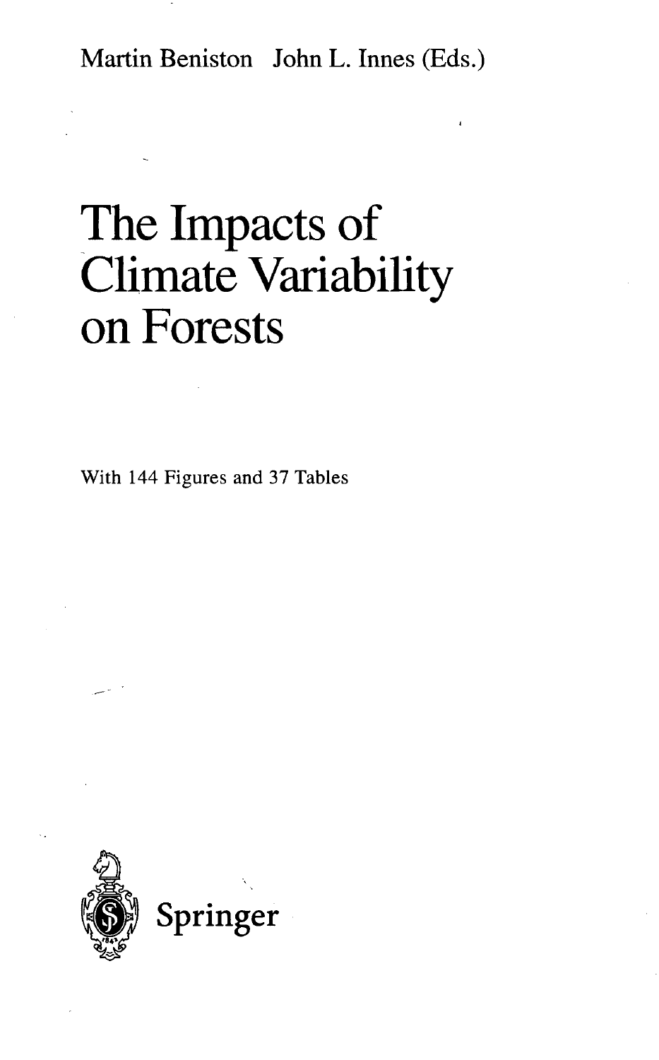Martin Beniston John L. Innes (Eds.)

# The Impacts of Climate Variability on Forests

With 144 Figures and 37 Tables

Springer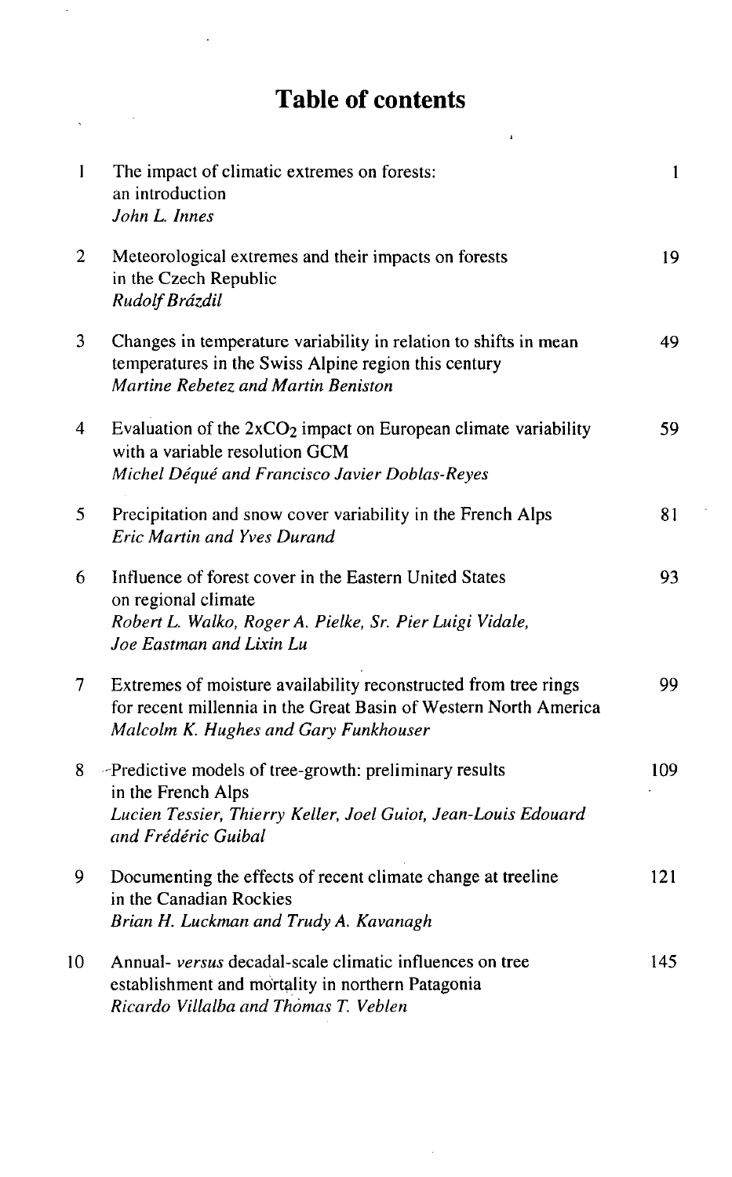# Table of contents

| | | |
|---|---|---|
| 1 | The impact of climatic extremes on forests: an introduction<br>*John L. Innes* | 1 |
| 2 | Meteorological extremes and their impacts on forests in the Czech Republic<br>*Rudolf Brázdil* | 19 |
| 3 | Changes in temperature variability in relation to shifts in mean temperatures in the Swiss Alpine region this century<br>*Martine Rebetez and Martin Beniston* | 49 |
| 4 | Evaluation of the 2x$CO_2$ impact on European climate variability with a variable resolution GCM<br>*Michel Déqué and Francisco Javier Doblas-Reyes* | 59 |
| 5 | Precipitation and snow cover variability in the French Alps<br>*Eric Martin and Yves Durand* | 81 |
| 6 | Influence of forest cover in the Eastern United States on regional climate<br>*Robert L. Walko, Roger A. Pielke, Sr. Pier Luigi Vidale, Joe Eastman and Lixin Lu* | 93 |
| 7 | Extremes of moisture availability reconstructed from tree rings for recent millennia in the Great Basin of Western North America<br>*Malcolm K. Hughes and Gary Funkhouser* | 99 |
| 8 | Predictive models of tree-growth: preliminary results in the French Alps<br>*Lucien Tessier, Thierry Keller, Joel Guiot, Jean-Louis Edouard and Frédéric Guibal* | 109 |
| 9 | Documenting the effects of recent climate change at treeline in the Canadian Rockies<br>*Brian H. Luckman and Trudy A. Kavanagh* | 121 |
| 10 | Annual- *versus* decadal-scale climatic influences on tree establishment and mortality in northern Patagonia<br>*Ricardo Villalba and Thomas T. Veblen* | 145 |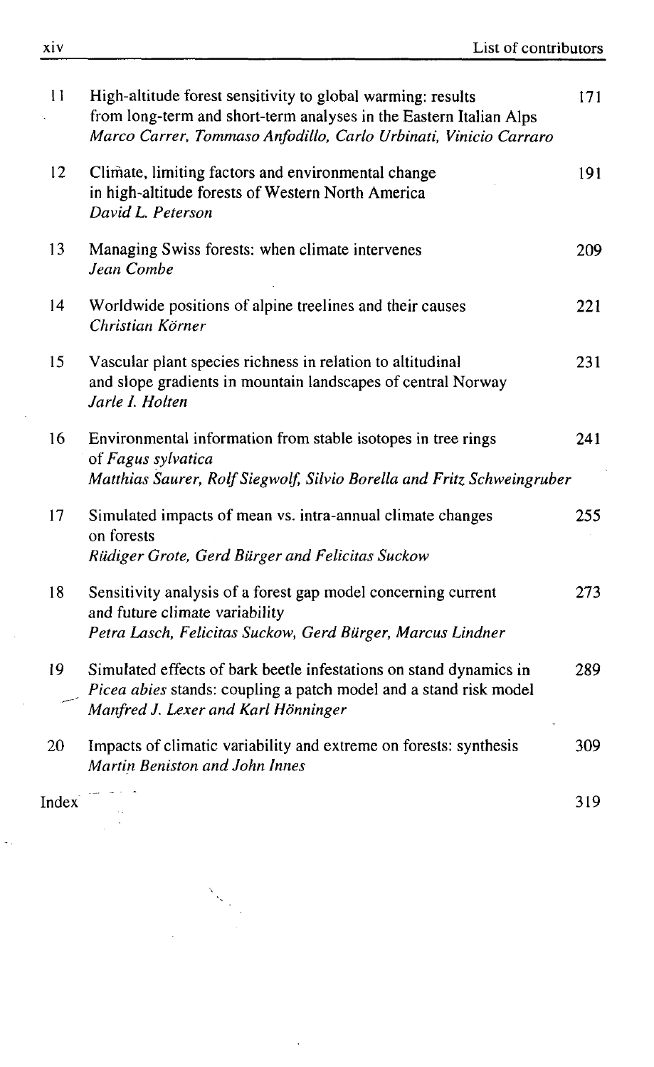11 High-altitude forest sensitivity to global warming: results from long-term and short-term analyses in the Eastern Italian Alps 171
*Marco Carrer, Tommaso Anfodillo, Carlo Urbinati, Vinicio Carraro*

12 Climate, limiting factors and environmental change in high-altitude forests of Western North America 191
*David L. Peterson*

13 Managing Swiss forests: when climate intervenes 209
*Jean Combe*

14 Worldwide positions of alpine treelines and their causes 221
*Christian Körner*

15 Vascular plant species richness in relation to altitudinal and slope gradients in mountain landscapes of central Norway 231
*Jarle I. Holten*

16 Environmental information from stable isotopes in tree rings of *Fagus sylvatica* 241
*Matthias Saurer, Rolf Siegwolf, Silvio Borella and Fritz Schweingruber*

17 Simulated impacts of mean vs. intra-annual climate changes on forests 255
*Rüdiger Grote, Gerd Bürger and Felicitas Suckow*

18 Sensitivity analysis of a forest gap model concerning current and future climate variability 273
*Petra Lasch, Felicitas Suckow, Gerd Bürger, Marcus Lindner*

19 Simulated effects of bark beetle infestations on stand dynamics in *Picea abies* stands: coupling a patch model and a stand risk model 289
*Manfred J. Lexer and Karl Hönninger*

20 Impacts of climatic variability and extreme on forests: synthesis 309
*Martin Beniston and John Innes*

Index 319